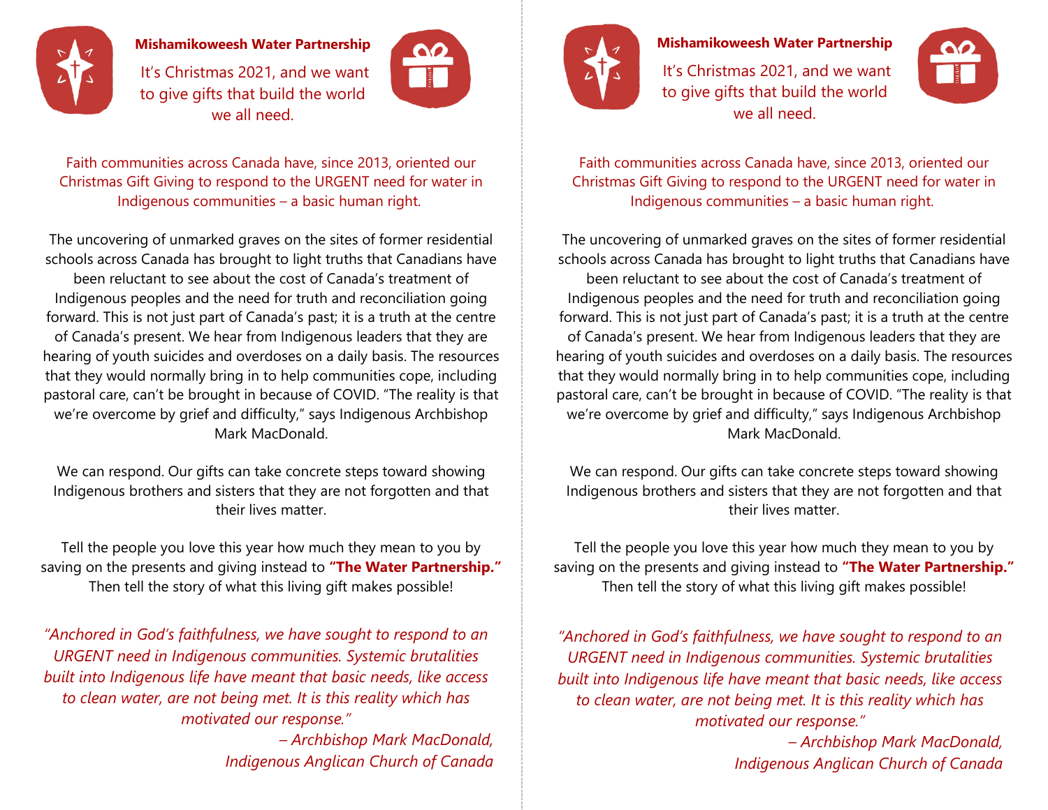**Mishamikoweesh Water Partnership**

It's Christmas 2021, and we want to give gifts that build the world we all need.

Faith communities across Canada have, since 2013, oriented our Christmas Gift Giving to respond to the URGENT need for water in Indigenous communities – a basic human right.

The uncovering of unmarked graves on the sites of former residential schools across Canada has brought to light truths that Canadians have been reluctant to see about the cost of Canada's treatment of Indigenous peoples and the need for truth and reconciliation going forward. This is not just part of Canada's past; it is a truth at the centre of Canada's present. We hear from Indigenous leaders that they are hearing of youth suicides and overdoses on a daily basis. The resources that they would normally bring in to help communities cope, including pastoral care, can't be brought in because of COVID. "The reality is that we're overcome by grief and difficulty," says Indigenous Archbishop Mark MacDonald.

We can respond. Our gifts can take concrete steps toward showing Indigenous brothers and sisters that they are not forgotten and that their lives matter.

Tell the people you love this year how much they mean to you by saving on the presents and giving instead to **"The Water Partnership."** Then tell the story of what this living gift makes possible!

*"Anchored in God's faithfulness, we have sought to respond to an URGENT need in Indigenous communities. Systemic brutalities built into Indigenous life have meant that basic needs, like access to clean water, are not being met. It is this reality which has motivated our response."*

*– Archbishop Mark MacDonald, Indigenous Anglican Church of Canada*

---

**Mishamikoweesh Water Partnership**

It's Christmas 2021, and we want to give gifts that build the world we all need.

Faith communities across Canada have, since 2013, oriented our Christmas Gift Giving to respond to the URGENT need for water in Indigenous communities – a basic human right.

The uncovering of unmarked graves on the sites of former residential schools across Canada has brought to light truths that Canadians have been reluctant to see about the cost of Canada's treatment of Indigenous peoples and the need for truth and reconciliation going forward. This is not just part of Canada's past; it is a truth at the centre of Canada's present. We hear from Indigenous leaders that they are hearing of youth suicides and overdoses on a daily basis. The resources that they would normally bring in to help communities cope, including pastoral care, can't be brought in because of COVID. "The reality is that we're overcome by grief and difficulty," says Indigenous Archbishop Mark MacDonald.

We can respond. Our gifts can take concrete steps toward showing Indigenous brothers and sisters that they are not forgotten and that their lives matter.

Tell the people you love this year how much they mean to you by saving on the presents and giving instead to **"The Water Partnership."** Then tell the story of what this living gift makes possible!

*"Anchored in God's faithfulness, we have sought to respond to an URGENT need in Indigenous communities. Systemic brutalities built into Indigenous life have meant that basic needs, like access to clean water, are not being met. It is this reality which has motivated our response."*

*– Archbishop Mark MacDonald, Indigenous Anglican Church of Canada*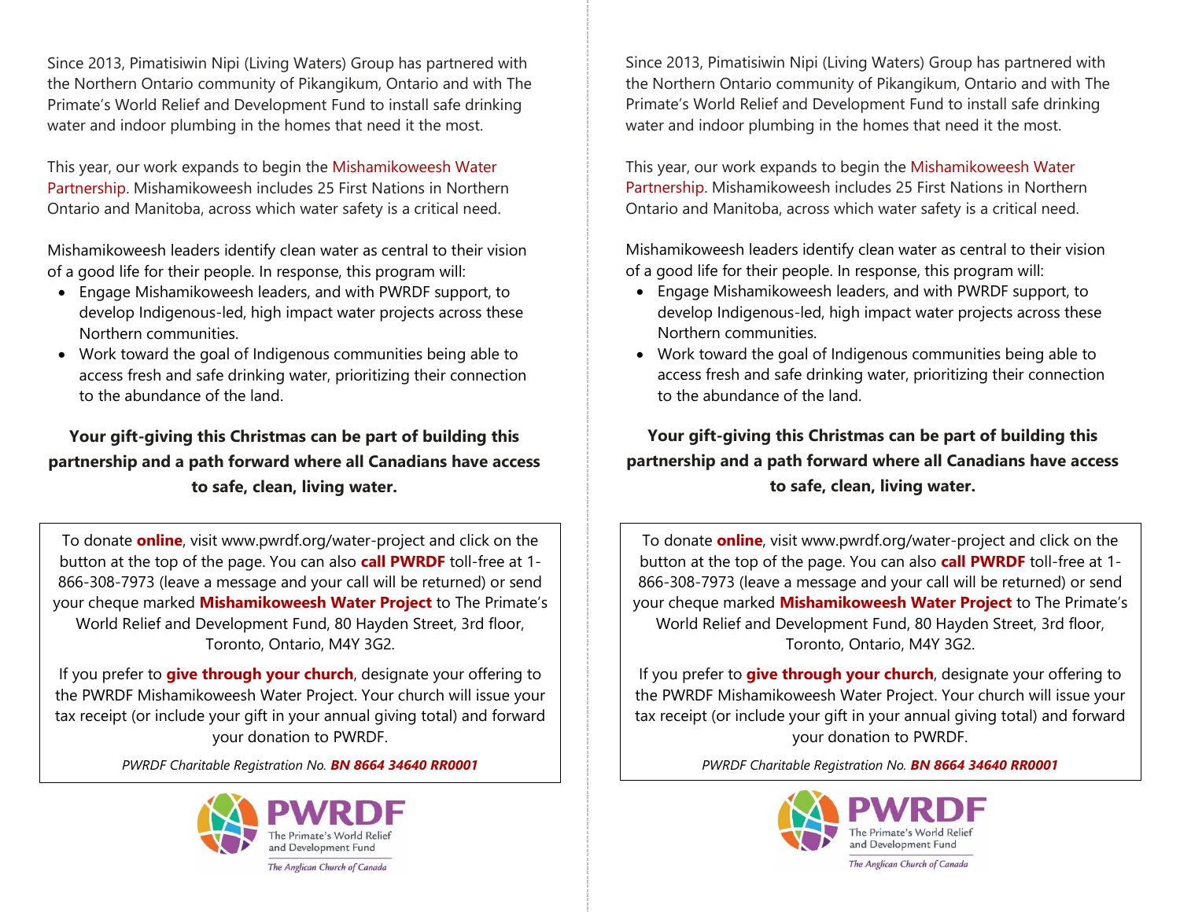Since 2013, Pimatisiwin Nipi (Living Waters) Group has partnered with the Northern Ontario community of Pikangikum, Ontario and with The Primate's World Relief and Development Fund to install safe drinking water and indoor plumbing in the homes that need it the most.

This year, our work expands to begin the Mishamikoweesh Water Partnership. Mishamikoweesh includes 25 First Nations in Northern Ontario and Manitoba, across which water safety is a critical need.

Mishamikoweesh leaders identify clean water as central to their vision of a good life for their people. In response, this program will:

- Engage Mishamikoweesh leaders, and with PWRDF support, to develop Indigenous-led, high impact water projects across these Northern communities.
- Work toward the goal of Indigenous communities being able to access fresh and safe drinking water, prioritizing their connection to the abundance of the land.

**Your gift-giving this Christmas can be part of building this partnership and a path forward where all Canadians have access to safe, clean, living water.**

To donate **online**, visit www.pwrdf.org/water-project and click on the button at the top of the page. You can also **call PWRDF** toll-free at 1-866-308-7973 (leave a message and your call will be returned) or send your cheque marked **Mishamikoweesh Water Project** to The Primate's World Relief and Development Fund, 80 Hayden Street, 3rd floor, Toronto, Ontario, M4Y 3G2.

If you prefer to **give through your church**, designate your offering to the PWRDF Mishamikoweesh Water Project. Your church will issue your tax receipt (or include your gift in your annual giving total) and forward your donation to PWRDF.

*PWRDF Charitable Registration No.* ***BN 8664 34640 RR0001***

PWRDF
The Primate's World Relief and Development Fund
*The Anglican Church of Canada*

---

Since 2013, Pimatisiwin Nipi (Living Waters) Group has partnered with the Northern Ontario community of Pikangikum, Ontario and with The Primate's World Relief and Development Fund to install safe drinking water and indoor plumbing in the homes that need it the most.

This year, our work expands to begin the Mishamikoweesh Water Partnership. Mishamikoweesh includes 25 First Nations in Northern Ontario and Manitoba, across which water safety is a critical need.

Mishamikoweesh leaders identify clean water as central to their vision of a good life for their people. In response, this program will:

- Engage Mishamikoweesh leaders, and with PWRDF support, to develop Indigenous-led, high impact water projects across these Northern communities.
- Work toward the goal of Indigenous communities being able to access fresh and safe drinking water, prioritizing their connection to the abundance of the land.

**Your gift-giving this Christmas can be part of building this partnership and a path forward where all Canadians have access to safe, clean, living water.**

To donate **online**, visit www.pwrdf.org/water-project and click on the button at the top of the page. You can also **call PWRDF** toll-free at 1-866-308-7973 (leave a message and your call will be returned) or send your cheque marked **Mishamikoweesh Water Project** to The Primate's World Relief and Development Fund, 80 Hayden Street, 3rd floor, Toronto, Ontario, M4Y 3G2.

If you prefer to **give through your church**, designate your offering to the PWRDF Mishamikoweesh Water Project. Your church will issue your tax receipt (or include your gift in your annual giving total) and forward your donation to PWRDF.

*PWRDF Charitable Registration No.* ***BN 8664 34640 RR0001***

PWRDF
The Primate's World Relief and Development Fund
*The Anglican Church of Canada*